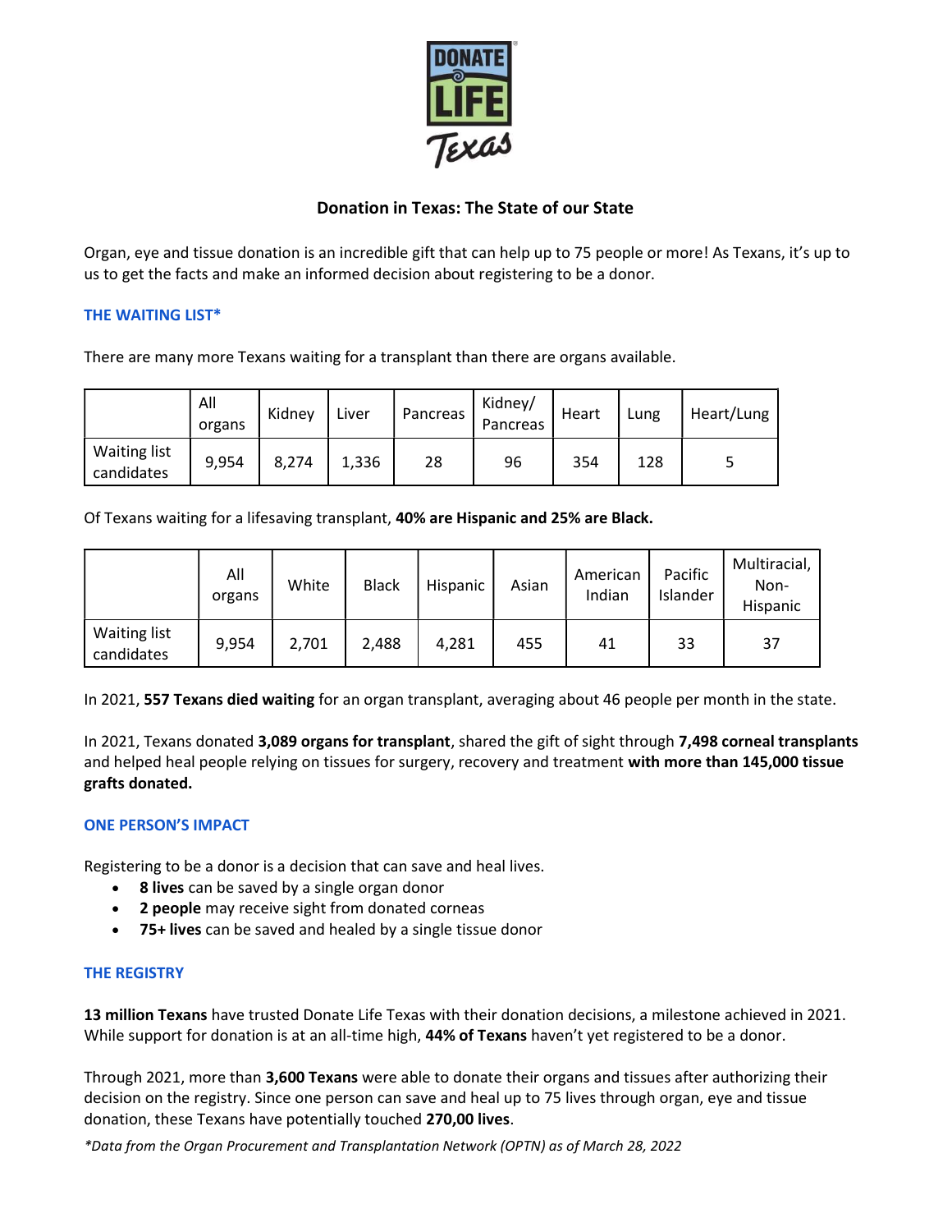# Donation in Texas: The State of our State

Organ, eye and tissue donation is an incredible gift that can help up to 75 people or more! As Texans, it's up to us to get the facts and make an informed decision about registering to be a donor.

## THE WAITING LIST*

There are many more Texans waiting for a transplant than there are organs available.

| | All organs | Kidney | Liver | Pancreas | Kidney/ Pancreas | Heart | Lung | Heart/Lung |
|---|---|---|---|---|---|---|---|---|
| Waiting list candidates | 9,954 | 8,274 | 1,336 | 28 | 96 | 354 | 128 | 5 |

Of Texans waiting for a lifesaving transplant, **40% are Hispanic and 25% are Black.**

| | All organs | White | Black | Hispanic | Asian | American Indian | Pacific Islander | Multiracial, Non-Hispanic |
|---|---|---|---|---|---|---|---|---|
| Waiting list candidates | 9,954 | 2,701 | 2,488 | 4,281 | 455 | 41 | 33 | 37 |

In 2021, **557 Texans died waiting** for an organ transplant, averaging about 46 people per month in the state.

In 2021, Texans donated **3,089 organs for transplant**, shared the gift of sight through **7,498 corneal transplants** and helped heal people relying on tissues for surgery, recovery and treatment **with more than 145,000 tissue grafts donated.**

## ONE PERSON'S IMPACT

Registering to be a donor is a decision that can save and heal lives.

- **8 lives** can be saved by a single organ donor
- **2 people** may receive sight from donated corneas
- **75+ lives** can be saved and healed by a single tissue donor

## THE REGISTRY

**13 million Texans** have trusted Donate Life Texas with their donation decisions, a milestone achieved in 2021. While support for donation is at an all-time high, **44% of Texans** haven't yet registered to be a donor.

Through 2021, more than **3,600 Texans** were able to donate their organs and tissues after authorizing their decision on the registry. Since one person can save and heal up to 75 lives through organ, eye and tissue donation, these Texans have potentially touched **270,00 lives**.

*\*Data from the Organ Procurement and Transplantation Network (OPTN) as of March 28, 2022*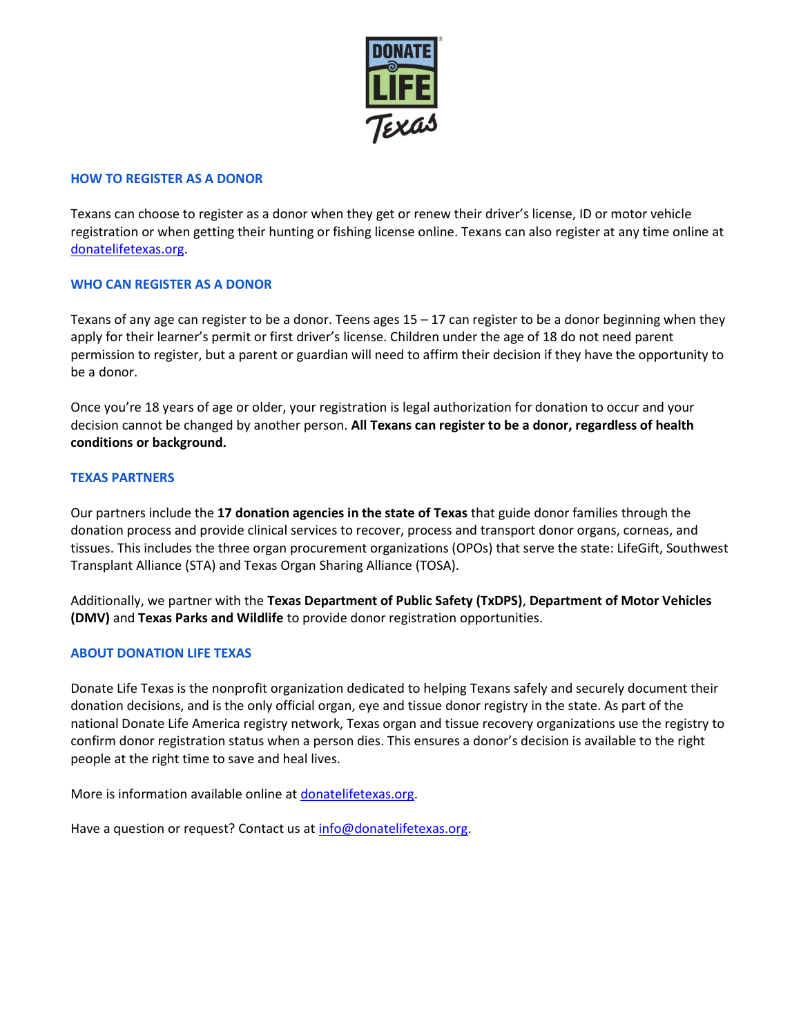## HOW TO REGISTER AS A DONOR

Texans can choose to register as a donor when they get or renew their driver's license, ID or motor vehicle registration or when getting their hunting or fishing license online. Texans can also register at any time online at donatelifetexas.org.

## WHO CAN REGISTER AS A DONOR

Texans of any age can register to be a donor. Teens ages 15 – 17 can register to be a donor beginning when they apply for their learner's permit or first driver's license. Children under the age of 18 do not need parent permission to register, but a parent or guardian will need to affirm their decision if they have the opportunity to be a donor.

Once you're 18 years of age or older, your registration is legal authorization for donation to occur and your decision cannot be changed by another person. **All Texans can register to be a donor, regardless of health conditions or background.**

## TEXAS PARTNERS

Our partners include the **17 donation agencies in the state of Texas** that guide donor families through the donation process and provide clinical services to recover, process and transport donor organs, corneas, and tissues. This includes the three organ procurement organizations (OPOs) that serve the state: LifeGift, Southwest Transplant Alliance (STA) and Texas Organ Sharing Alliance (TOSA).

Additionally, we partner with the **Texas Department of Public Safety (TxDPS)**, **Department of Motor Vehicles (DMV)** and **Texas Parks and Wildlife** to provide donor registration opportunities.

## ABOUT DONATION LIFE TEXAS

Donate Life Texas is the nonprofit organization dedicated to helping Texans safely and securely document their donation decisions, and is the only official organ, eye and tissue donor registry in the state. As part of the national Donate Life America registry network, Texas organ and tissue recovery organizations use the registry to confirm donor registration status when a person dies. This ensures a donor's decision is available to the right people at the right time to save and heal lives.

More is information available online at donatelifetexas.org.

Have a question or request? Contact us at info@donatelifetexas.org.